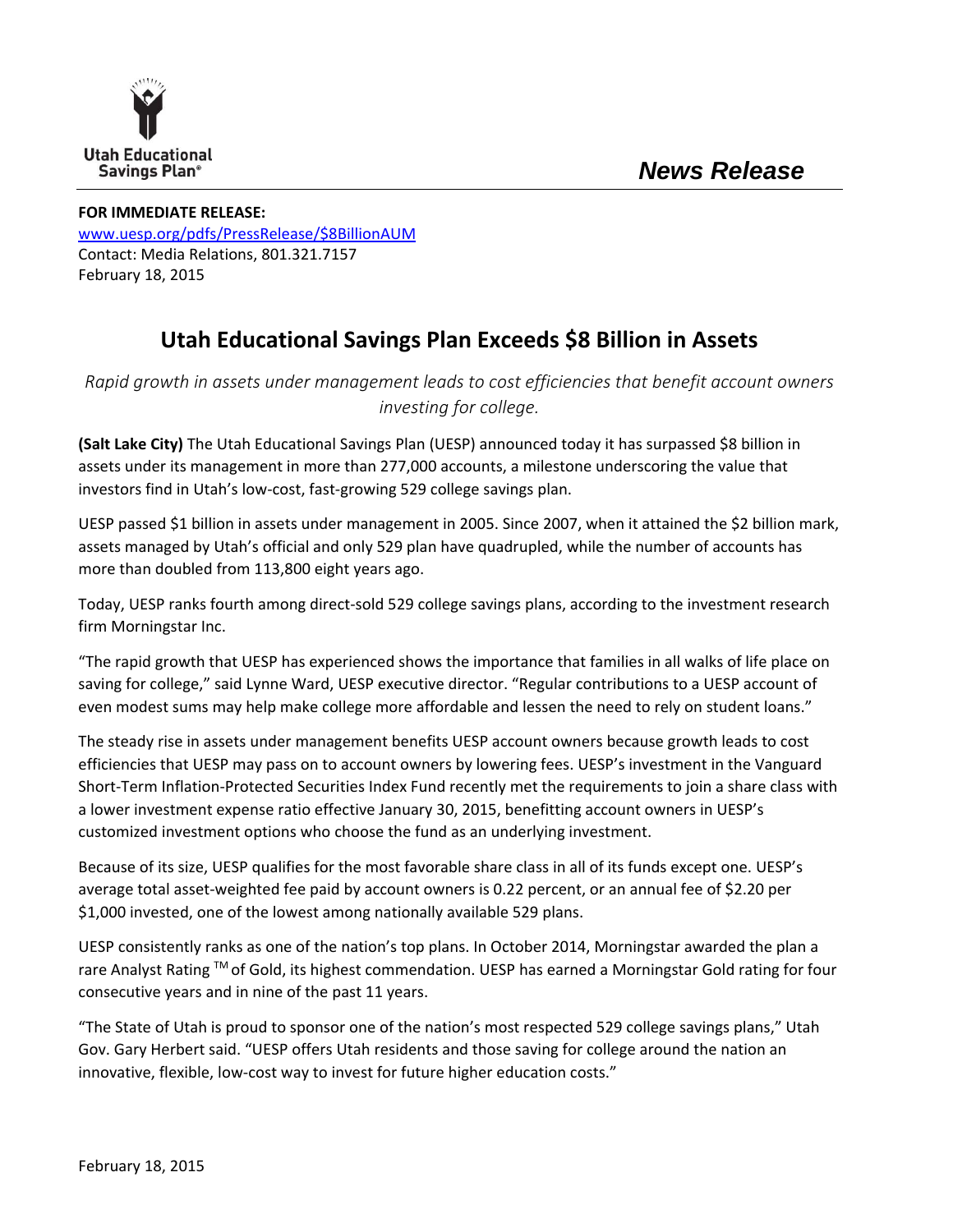Utah Educational Savings Plan®

*News Release*

**FOR IMMEDIATE RELEASE:**
www.uesp.org/pdfs/PressRelease/$8BillionAUM
Contact: Media Relations, 801.321.7157
February 18, 2015

# Utah Educational Savings Plan Exceeds $8 Billion in Assets

*Rapid growth in assets under management leads to cost efficiencies that benefit account owners investing for college.*

**(Salt Lake City)** The Utah Educational Savings Plan (UESP) announced today it has surpassed $8 billion in assets under its management in more than 277,000 accounts, a milestone underscoring the value that investors find in Utah's low-cost, fast-growing 529 college savings plan.

UESP passed $1 billion in assets under management in 2005. Since 2007, when it attained the $2 billion mark, assets managed by Utah's official and only 529 plan have quadrupled, while the number of accounts has more than doubled from 113,800 eight years ago.

Today, UESP ranks fourth among direct-sold 529 college savings plans, according to the investment research firm Morningstar Inc.

"The rapid growth that UESP has experienced shows the importance that families in all walks of life place on saving for college," said Lynne Ward, UESP executive director. "Regular contributions to a UESP account of even modest sums may help make college more affordable and lessen the need to rely on student loans."

The steady rise in assets under management benefits UESP account owners because growth leads to cost efficiencies that UESP may pass on to account owners by lowering fees. UESP's investment in the Vanguard Short-Term Inflation-Protected Securities Index Fund recently met the requirements to join a share class with a lower investment expense ratio effective January 30, 2015, benefitting account owners in UESP's customized investment options who choose the fund as an underlying investment.

Because of its size, UESP qualifies for the most favorable share class in all of its funds except one. UESP's average total asset-weighted fee paid by account owners is 0.22 percent, or an annual fee of $2.20 per $1,000 invested, one of the lowest among nationally available 529 plans.

UESP consistently ranks as one of the nation's top plans. In October 2014, Morningstar awarded the plan a rare Analyst Rating™ of Gold, its highest commendation. UESP has earned a Morningstar Gold rating for four consecutive years and in nine of the past 11 years.

"The State of Utah is proud to sponsor one of the nation's most respected 529 college savings plans," Utah Gov. Gary Herbert said. "UESP offers Utah residents and those saving for college around the nation an innovative, flexible, low-cost way to invest for future higher education costs."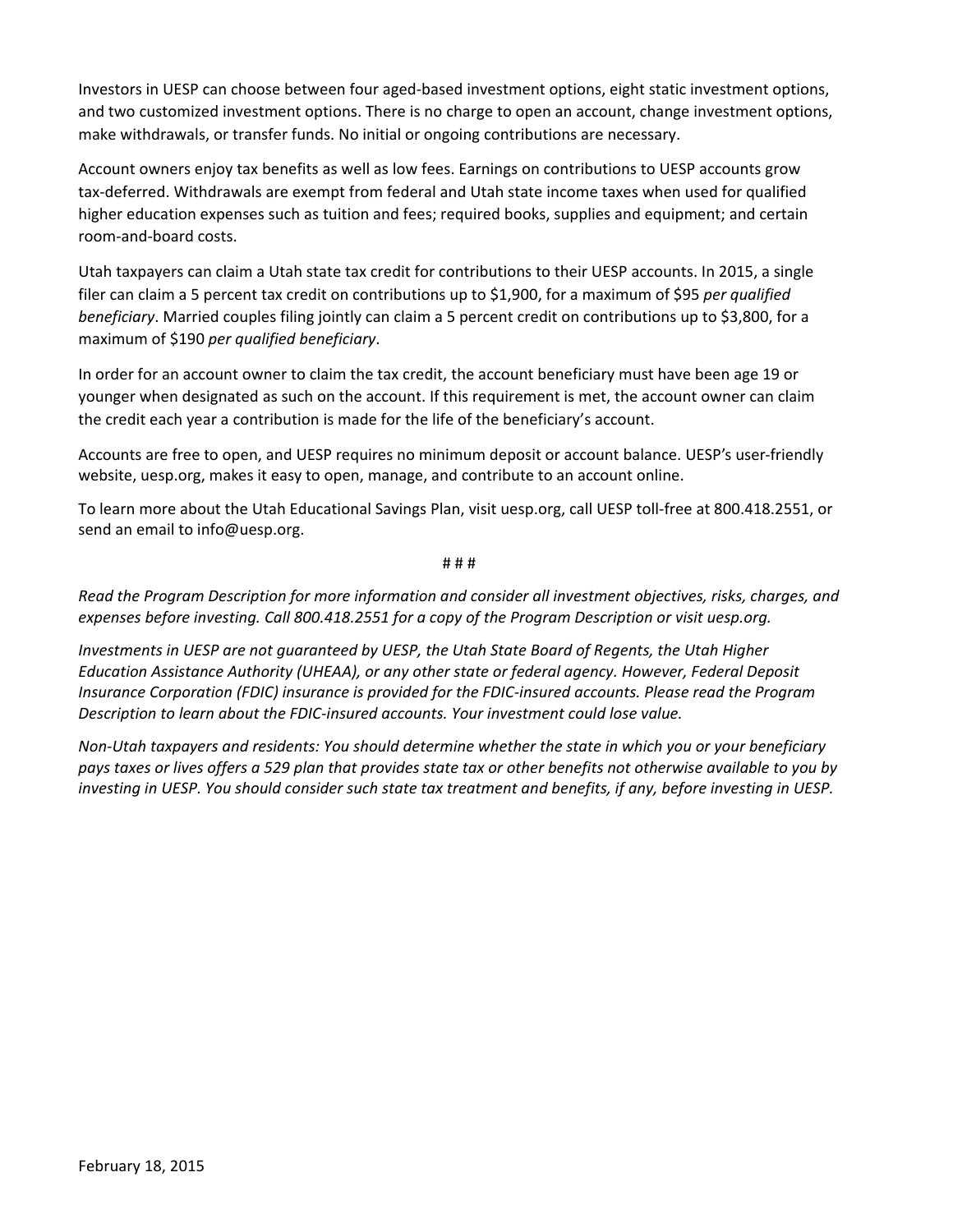Investors in UESP can choose between four aged-based investment options, eight static investment options, and two customized investment options. There is no charge to open an account, change investment options, make withdrawals, or transfer funds. No initial or ongoing contributions are necessary.

Account owners enjoy tax benefits as well as low fees. Earnings on contributions to UESP accounts grow tax-deferred. Withdrawals are exempt from federal and Utah state income taxes when used for qualified higher education expenses such as tuition and fees; required books, supplies and equipment; and certain room-and-board costs.

Utah taxpayers can claim a Utah state tax credit for contributions to their UESP accounts. In 2015, a single filer can claim a 5 percent tax credit on contributions up to $1,900, for a maximum of $95 *per qualified beneficiary*. Married couples filing jointly can claim a 5 percent credit on contributions up to $3,800, for a maximum of $190 *per qualified beneficiary*.

In order for an account owner to claim the tax credit, the account beneficiary must have been age 19 or younger when designated as such on the account. If this requirement is met, the account owner can claim the credit each year a contribution is made for the life of the beneficiary's account.

Accounts are free to open, and UESP requires no minimum deposit or account balance. UESP's user-friendly website, uesp.org, makes it easy to open, manage, and contribute to an account online.

To learn more about the Utah Educational Savings Plan, visit uesp.org, call UESP toll-free at 800.418.2551, or send an email to info@uesp.org.

# # #

*Read the Program Description for more information and consider all investment objectives, risks, charges, and expenses before investing. Call 800.418.2551 for a copy of the Program Description or visit uesp.org.*

*Investments in UESP are not guaranteed by UESP, the Utah State Board of Regents, the Utah Higher Education Assistance Authority (UHEAA), or any other state or federal agency. However, Federal Deposit Insurance Corporation (FDIC) insurance is provided for the FDIC-insured accounts. Please read the Program Description to learn about the FDIC-insured accounts. Your investment could lose value.*

*Non-Utah taxpayers and residents: You should determine whether the state in which you or your beneficiary pays taxes or lives offers a 529 plan that provides state tax or other benefits not otherwise available to you by investing in UESP. You should consider such state tax treatment and benefits, if any, before investing in UESP.*

February 18, 2015